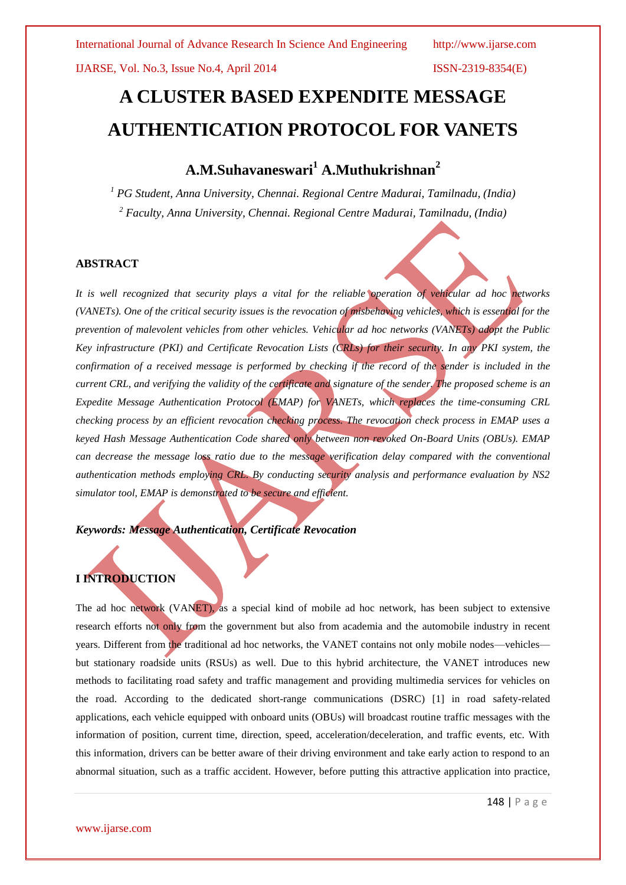# A CLUSTER BASED EXPENDITE MESSAGE AUTHENTICATION PROTOCOL FOR VANETS

**A.M.Suhavaneswari[1] A.Muthukrishnan[2]**

*[1] PG Student, Anna University, Chennai. Regional Centre Madurai, Tamilnadu, (India)*

*[2] Faculty, Anna University, Chennai. Regional Centre Madurai, Tamilnadu, (India)*

## ABSTRACT

*It is well recognized that security plays a vital for the reliable operation of vehicular ad hoc networks (VANETs). One of the critical security issues is the revocation of misbehaving vehicles, which is essential for the prevention of malevolent vehicles from other vehicles. Vehicular ad hoc networks (VANETs) adopt the Public Key infrastructure (PKI) and Certificate Revocation Lists (CRLs) for their security. In any PKI system, the confirmation of a received message is performed by checking if the record of the sender is included in the current CRL, and verifying the validity of the certificate and signature of the sender. The proposed scheme is an Expedite Message Authentication Protocol (EMAP) for VANETs, which replaces the time-consuming CRL checking process by an efficient revocation checking process. The revocation check process in EMAP uses a keyed Hash Message Authentication Code shared only between non revoked On-Board Units (OBUs). EMAP can decrease the message loss ratio due to the message verification delay compared with the conventional authentication methods employing CRL. By conducting security analysis and performance evaluation by NS2 simulator tool, EMAP is demonstrated to be secure and efficient.*

***Keywords: Message Authentication, Certificate Revocation***

## I INTRODUCTION

The ad hoc network (VANET), as a special kind of mobile ad hoc network, has been subject to extensive research efforts not only from the government but also from academia and the automobile industry in recent years. Different from the traditional ad hoc networks, the VANET contains not only mobile nodes—vehicles—but stationary roadside units (RSUs) as well. Due to this hybrid architecture, the VANET introduces new methods to facilitating road safety and traffic management and providing multimedia services for vehicles on the road. According to the dedicated short-range communications (DSRC) [1] in road safety-related applications, each vehicle equipped with onboard units (OBUs) will broadcast routine traffic messages with the information of position, current time, direction, speed, acceleration/deceleration, and traffic events, etc. With this information, drivers can be better aware of their driving environment and take early action to respond to an abnormal situation, such as a traffic accident. However, before putting this attractive application into practice,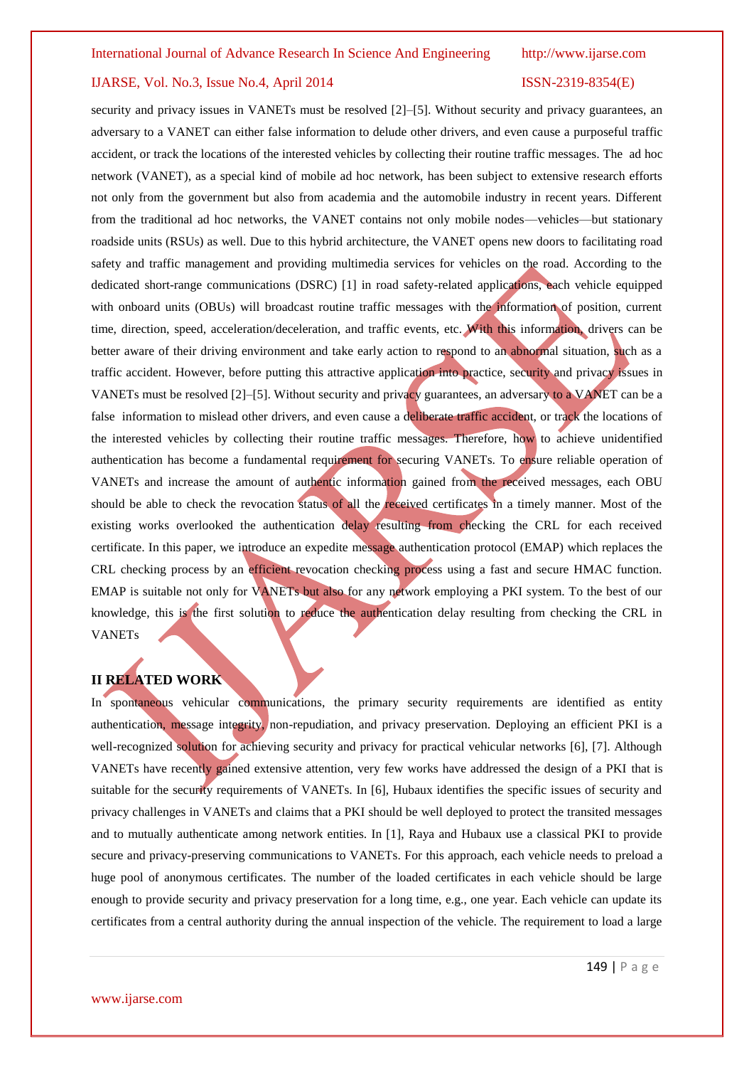security and privacy issues in VANETs must be resolved [2]–[5]. Without security and privacy guarantees, an adversary to a VANET can either false information to delude other drivers, and even cause a purposeful traffic accident, or track the locations of the interested vehicles by collecting their routine traffic messages. The ad hoc network (VANET), as a special kind of mobile ad hoc network, has been subject to extensive research efforts not only from the government but also from academia and the automobile industry in recent years. Different from the traditional ad hoc networks, the VANET contains not only mobile nodes—vehicles—but stationary roadside units (RSUs) as well. Due to this hybrid architecture, the VANET opens new doors to facilitating road safety and traffic management and providing multimedia services for vehicles on the road. According to the dedicated short-range communications (DSRC) [1] in road safety-related applications, each vehicle equipped with onboard units (OBUs) will broadcast routine traffic messages with the information of position, current time, direction, speed, acceleration/deceleration, and traffic events, etc. With this information, drivers can be better aware of their driving environment and take early action to respond to an abnormal situation, such as a traffic accident. However, before putting this attractive application into practice, security and privacy issues in VANETs must be resolved [2]–[5]. Without security and privacy guarantees, an adversary to a VANET can be a false information to mislead other drivers, and even cause a deliberate traffic accident, or track the locations of the interested vehicles by collecting their routine traffic messages. Therefore, how to achieve unidentified authentication has become a fundamental requirement for securing VANETs. To ensure reliable operation of VANETs and increase the amount of authentic information gained from the received messages, each OBU should be able to check the revocation status of all the received certificates in a timely manner. Most of the existing works overlooked the authentication delay resulting from checking the CRL for each received certificate. In this paper, we introduce an expedite message authentication protocol (EMAP) which replaces the CRL checking process by an efficient revocation checking process using a fast and secure HMAC function. EMAP is suitable not only for VANETs but also for any network employing a PKI system. To the best of our knowledge, this is the first solution to reduce the authentication delay resulting from checking the CRL in VANETs

## II RELATED WORK

In spontaneous vehicular communications, the primary security requirements are identified as entity authentication, message integrity, non-repudiation, and privacy preservation. Deploying an efficient PKI is a well-recognized solution for achieving security and privacy for practical vehicular networks [6], [7]. Although VANETs have recently gained extensive attention, very few works have addressed the design of a PKI that is suitable for the security requirements of VANETs. In [6], Hubaux identifies the specific issues of security and privacy challenges in VANETs and claims that a PKI should be well deployed to protect the transited messages and to mutually authenticate among network entities. In [1], Raya and Hubaux use a classical PKI to provide secure and privacy-preserving communications to VANETs. For this approach, each vehicle needs to preload a huge pool of anonymous certificates. The number of the loaded certificates in each vehicle should be large enough to provide security and privacy preservation for a long time, e.g., one year. Each vehicle can update its certificates from a central authority during the annual inspection of the vehicle. The requirement to load a large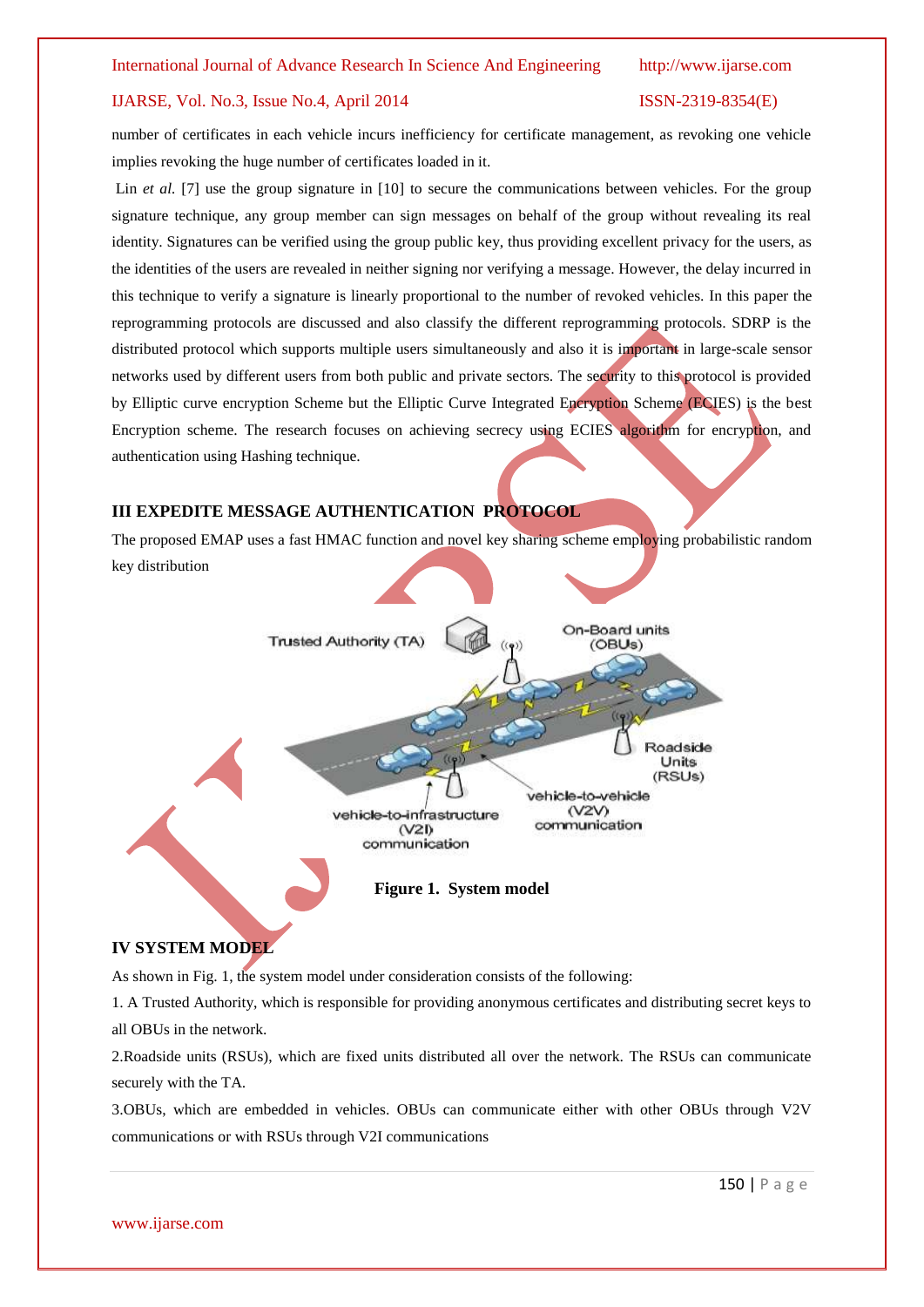number of certificates in each vehicle incurs inefficiency for certificate management, as revoking one vehicle implies revoking the huge number of certificates loaded in it.

Lin *et al.* [7] use the group signature in [10] to secure the communications between vehicles. For the group signature technique, any group member can sign messages on behalf of the group without revealing its real identity. Signatures can be verified using the group public key, thus providing excellent privacy for the users, as the identities of the users are revealed in neither signing nor verifying a message. However, the delay incurred in this technique to verify a signature is linearly proportional to the number of revoked vehicles. In this paper the reprogramming protocols are discussed and also classify the different reprogramming protocols. SDRP is the distributed protocol which supports multiple users simultaneously and also it is important in large-scale sensor networks used by different users from both public and private sectors. The security to this protocol is provided by Elliptic curve encryption Scheme but the Elliptic Curve Integrated Encryption Scheme (ECIES) is the best Encryption scheme. The research focuses on achieving secrecy using ECIES algorithm for encryption, and authentication using Hashing technique.

## III EXPEDITE MESSAGE AUTHENTICATION PROTOCOL

The proposed EMAP uses a fast HMAC function and novel key sharing scheme employing probabilistic random key distribution

**Figure 1. System model**

## IV SYSTEM MODEL

As shown in Fig. 1, the system model under consideration consists of the following:

1. A Trusted Authority, which is responsible for providing anonymous certificates and distributing secret keys to all OBUs in the network.

2.Roadside units (RSUs), which are fixed units distributed all over the network. The RSUs can communicate securely with the TA.

3.OBUs, which are embedded in vehicles. OBUs can communicate either with other OBUs through V2V communications or with RSUs through V2I communications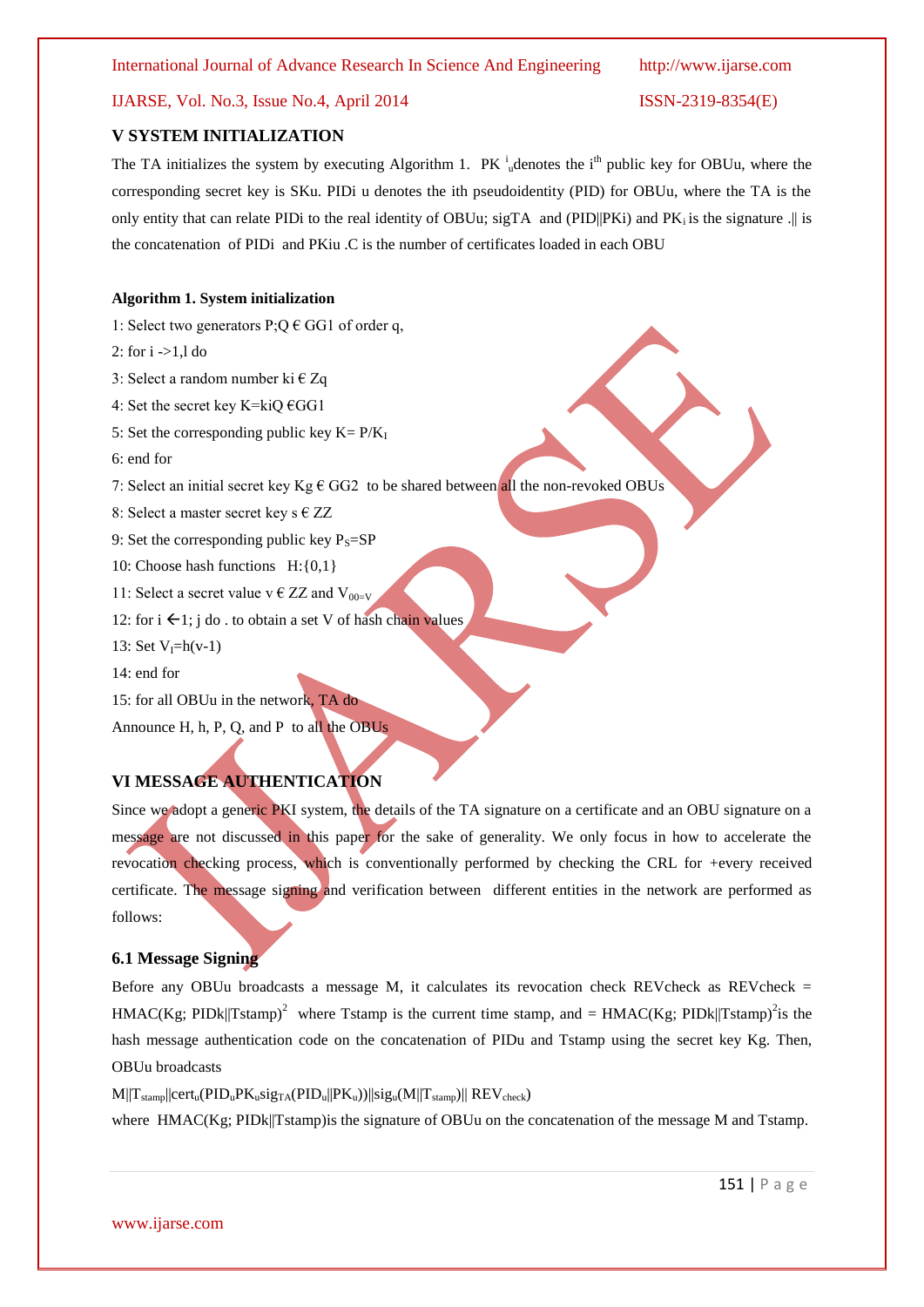## V SYSTEM INITIALIZATION

The TA initializes the system by executing Algorithm 1. $PK^{i}_{u}$denotes the $i^{th}$ public key for OBUu, where the corresponding secret key is SKu. PIDi u denotes the ith pseudoidentity (PID) for OBUu, where the TA is the only entity that can relate PIDi to the real identity of OBUu; sigTA and (PID||PKi) and $PK_i$ is the signature .|| is the concatenation of PIDi and PKiu .C is the number of certificates loaded in each OBU

**Algorithm 1. System initialization**

1: Select two generators P;Q Є GG1 of order q,

2: for i ->1,l do

3: Select a random number ki Є Zq

4: Set the secret key K=kiQ ЄGG1

5: Set the corresponding public key K= $P/K_I$

6: end for

7: Select an initial secret key Kg Є GG2 to be shared between all the non-revoked OBUs

8: Select a master secret key s Є ZZ

9: Set the corresponding public key $P_S$=SP

10: Choose hash functions H:{0,1}

11: Select a secret value v Є ZZ and $V_{00=V}$

12: for i ←1; j do . to obtain a set V of hash chain values

13: Set $V_I$=h(v-1)

14: end for

15: for all OBUu in the network, TA do

Announce H, h, P, Q, and P to all the OBUs

## VI MESSAGE AUTHENTICATION

Since we adopt a generic PKI system, the details of the TA signature on a certificate and an OBU signature on a message are not discussed in this paper for the sake of generality. We only focus in how to accelerate the revocation checking process, which is conventionally performed by checking the CRL for +every received certificate. The message signing and verification between different entities in the network are performed as follows:

### 6.1 Message Signing

Before any OBUu broadcasts a message M, it calculates its revocation check REVcheck as REVcheck = HMAC(Kg; PIDk||Tstamp)$^2$ where Tstamp is the current time stamp, and = HMAC(Kg; PIDk||Tstamp)$^2$is the hash message authentication code on the concatenation of PIDu and Tstamp using the secret key Kg. Then, OBUu broadcasts

M||$T_{stamp}$||$cert_u$($PID_u PK_u sig_{TA}$($PID_u$||$PK_u$))||$sig_u$(M||$T_{stamp}$)|| $REV_{check}$)

where HMAC(Kg; PIDk||Tstamp)is the signature of OBUu on the concatenation of the message M and Tstamp.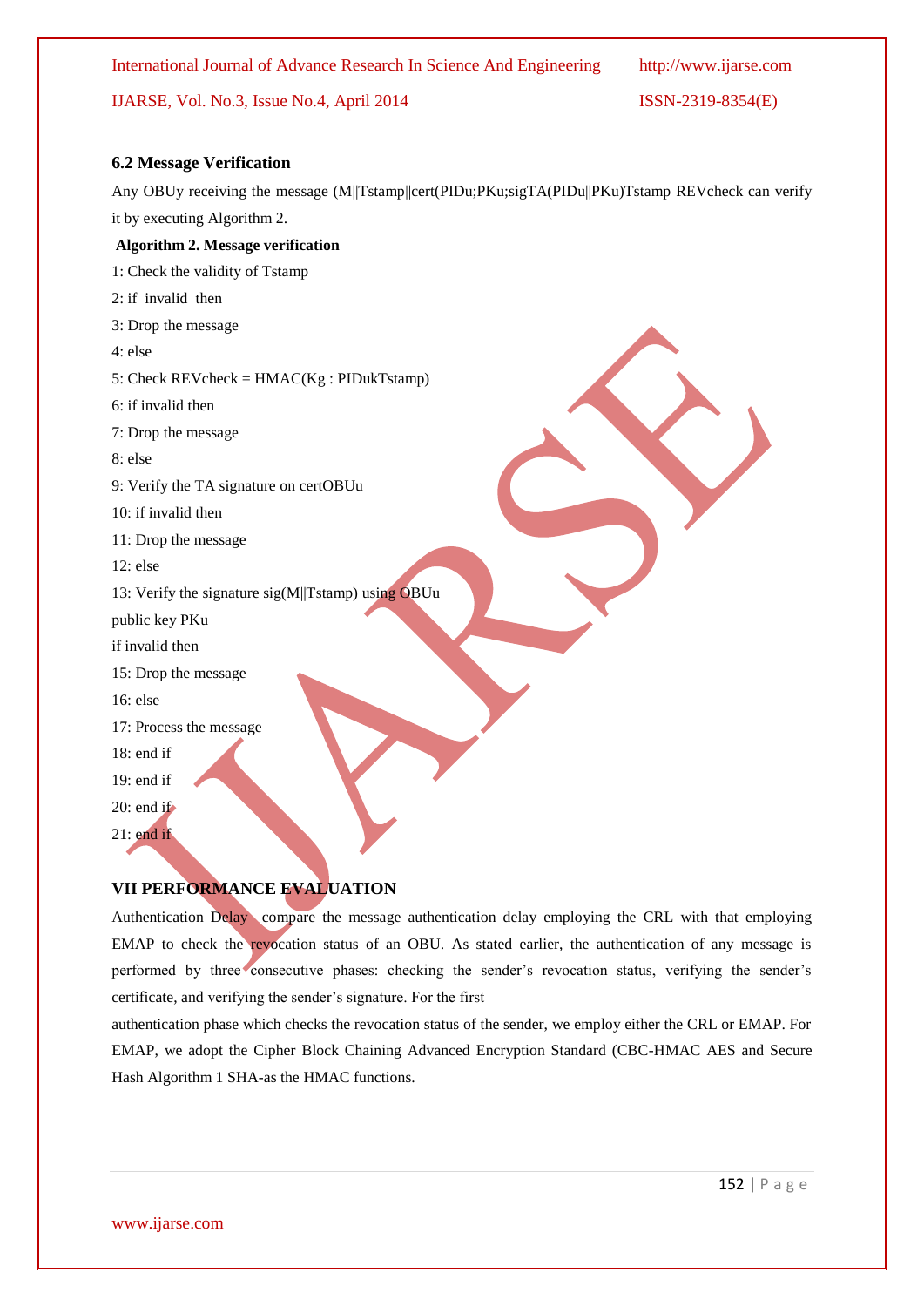### 6.2 Message Verification

Any OBUy receiving the message (M||Tstamp||cert(PIDu;PKu;sigTA(PIDu||PKu)Tstamp REVcheck can verify it by executing Algorithm 2.

**Algorithm 2. Message verification**

1: Check the validity of Tstamp

2: if invalid then

3: Drop the message

4: else

5: Check REVcheck = HMAC(Kg : PIDukTstamp)

6: if invalid then

7: Drop the message

8: else

9: Verify the TA signature on certOBUu

10: if invalid then

11: Drop the message

12: else

13: Verify the signature sig(M||Tstamp) using OBUu public key PKu

if invalid then

15: Drop the message

16: else

17: Process the message

18: end if

19: end if

20: end if

21: end if

## VII PERFORMANCE EVALUATION

Authentication Delay compare the message authentication delay employing the CRL with that employing EMAP to check the revocation status of an OBU. As stated earlier, the authentication of any message is performed by three consecutive phases: checking the sender's revocation status, verifying the sender's certificate, and verifying the sender's signature. For the first

authentication phase which checks the revocation status of the sender, we employ either the CRL or EMAP. For EMAP, we adopt the Cipher Block Chaining Advanced Encryption Standard (CBC-HMAC AES and Secure Hash Algorithm 1 SHA-as the HMAC functions.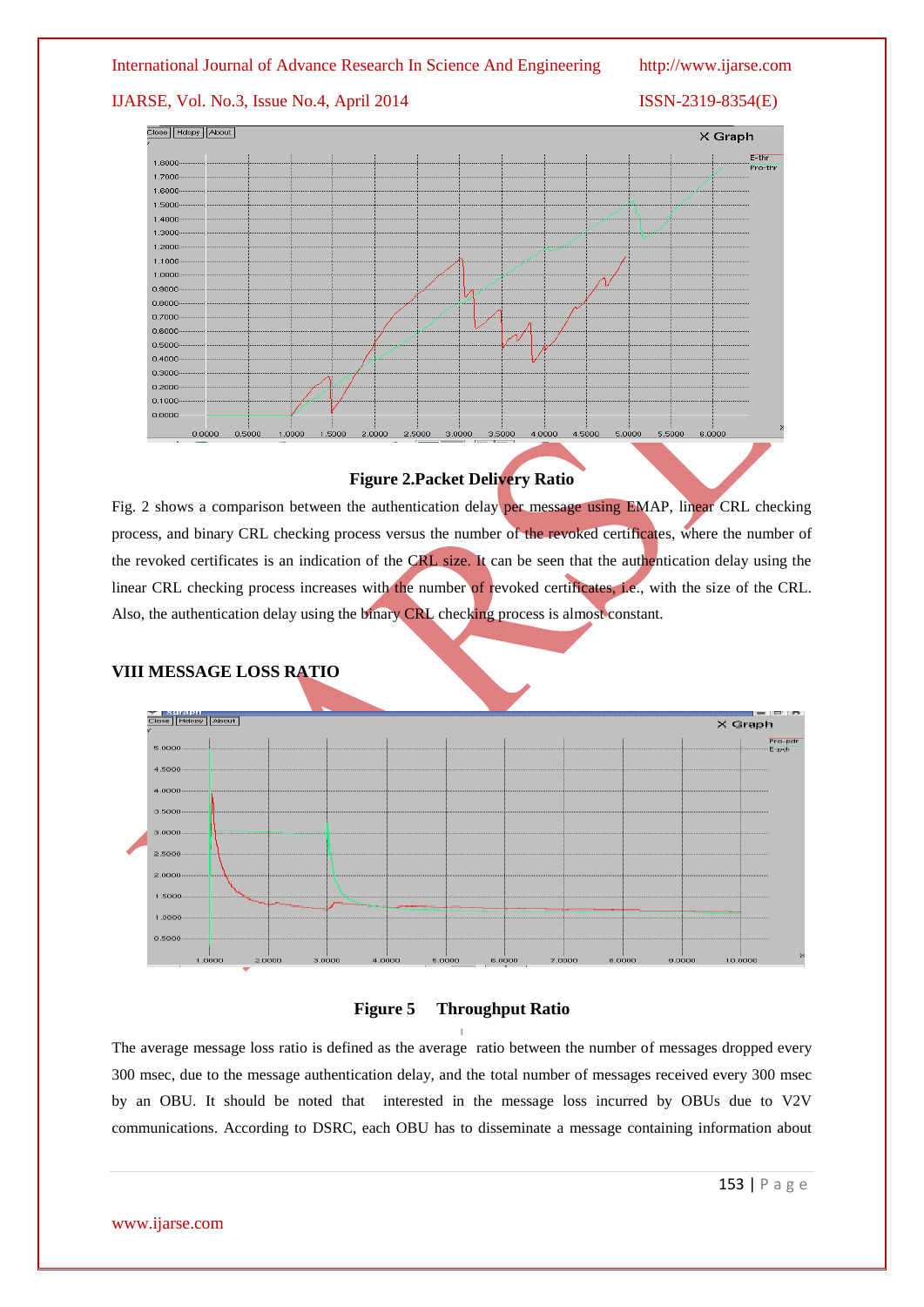**Figure 2.Packet Delivery Ratio**

Fig. 2 shows a comparison between the authentication delay per message using EMAP, linear CRL checking process, and binary CRL checking process versus the number of the revoked certificates, where the number of the revoked certificates is an indication of the CRL size. It can be seen that the authentication delay using the linear CRL checking process increases with the number of revoked certificates, i.e., with the size of the CRL. Also, the authentication delay using the binary CRL checking process is almost constant.

## VIII MESSAGE LOSS RATIO

**Figure 5 Throughput Ratio**

The average message loss ratio is defined as the average ratio between the number of messages dropped every 300 msec, due to the message authentication delay, and the total number of messages received every 300 msec by an OBU. It should be noted that interested in the message loss incurred by OBUs due to V2V communications. According to DSRC, each OBU has to disseminate a message containing information about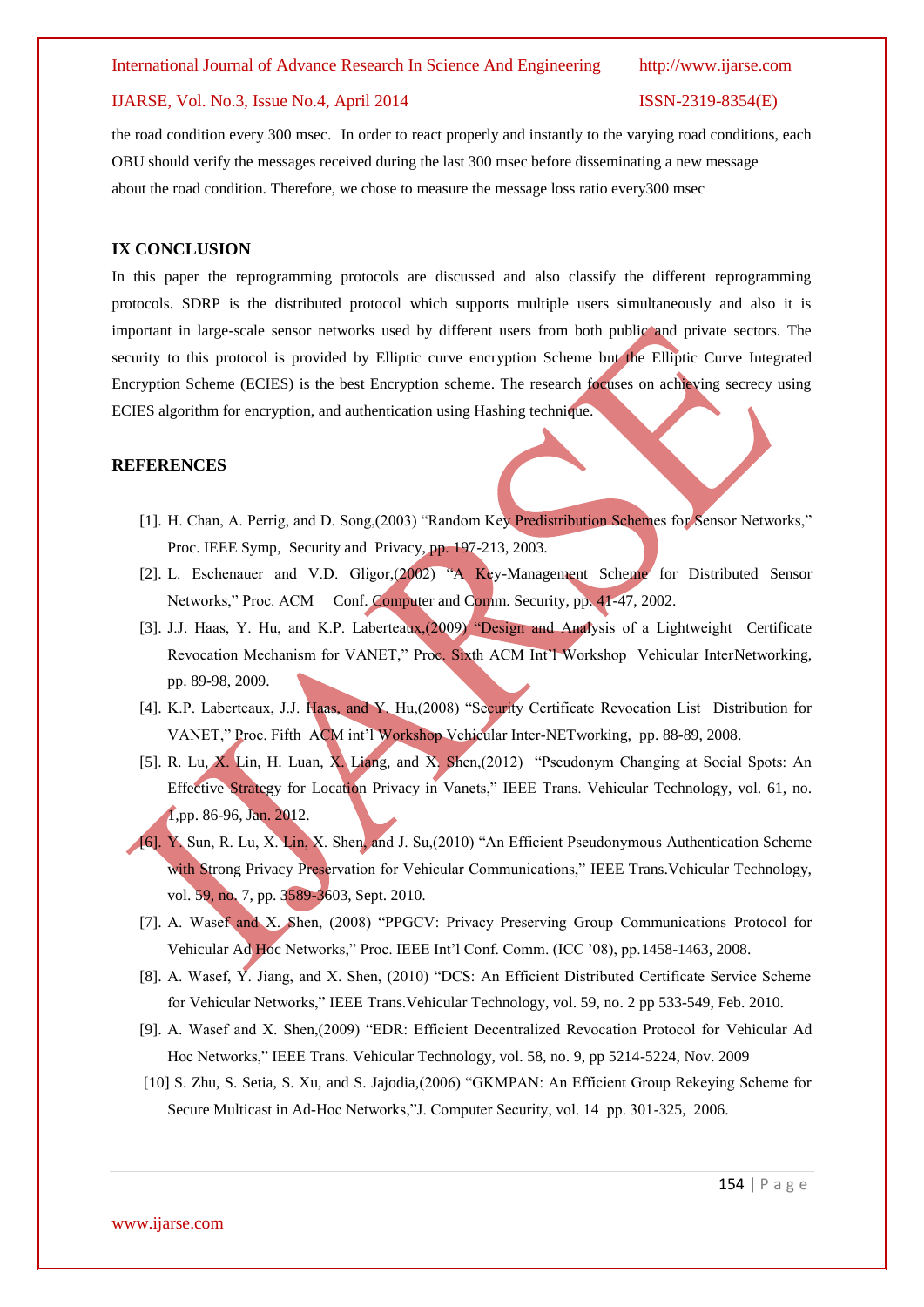the road condition every 300 msec. In order to react properly and instantly to the varying road conditions, each OBU should verify the messages received during the last 300 msec before disseminating a new message about the road condition. Therefore, we chose to measure the message loss ratio every300 msec

## IX CONCLUSION

In this paper the reprogramming protocols are discussed and also classify the different reprogramming protocols. SDRP is the distributed protocol which supports multiple users simultaneously and also it is important in large-scale sensor networks used by different users from both public and private sectors. The security to this protocol is provided by Elliptic curve encryption Scheme but the Elliptic Curve Integrated Encryption Scheme (ECIES) is the best Encryption scheme. The research focuses on achieving secrecy using ECIES algorithm for encryption, and authentication using Hashing technique.

## REFERENCES

[1]. H. Chan, A. Perrig, and D. Song,(2003) "Random Key Predistribution Schemes for Sensor Networks," Proc. IEEE Symp, Security and Privacy, pp. 197-213, 2003.

[2]. L. Eschenauer and V.D. Gligor,(2002) "A Key-Management Scheme for Distributed Sensor Networks," Proc. ACM Conf. Computer and Comm. Security, pp. 41-47, 2002.

[3]. J.J. Haas, Y. Hu, and K.P. Laberteaux,(2009) "Design and Analysis of a Lightweight Certificate Revocation Mechanism for VANET," Proc. Sixth ACM Int'l Workshop Vehicular InterNetworking, pp. 89-98, 2009.

[4]. K.P. Laberteaux, J.J. Haas, and Y. Hu,(2008) "Security Certificate Revocation List Distribution for VANET," Proc. Fifth ACM int'l Workshop Vehicular Inter-NETworking, pp. 88-89, 2008.

[5]. R. Lu, X. Lin, H. Luan, X. Liang, and X. Shen,(2012) "Pseudonym Changing at Social Spots: An Effective Strategy for Location Privacy in Vanets," IEEE Trans. Vehicular Technology, vol. 61, no. 1,pp. 86-96, Jan. 2012.

[6]. Y. Sun, R. Lu, X. Lin, X. Shen, and J. Su,(2010) "An Efficient Pseudonymous Authentication Scheme with Strong Privacy Preservation for Vehicular Communications," IEEE Trans.Vehicular Technology, vol. 59, no. 7, pp. 3589-3603, Sept. 2010.

[7]. A. Wasef and X. Shen, (2008) "PPGCV: Privacy Preserving Group Communications Protocol for Vehicular Ad Hoc Networks," Proc. IEEE Int'l Conf. Comm. (ICC '08), pp.1458-1463, 2008.

[8]. A. Wasef, Y. Jiang, and X. Shen, (2010) "DCS: An Efficient Distributed Certificate Service Scheme for Vehicular Networks," IEEE Trans.Vehicular Technology, vol. 59, no. 2 pp 533-549, Feb. 2010.

[9]. A. Wasef and X. Shen,(2009) "EDR: Efficient Decentralized Revocation Protocol for Vehicular Ad Hoc Networks," IEEE Trans. Vehicular Technology, vol. 58, no. 9, pp 5214-5224, Nov. 2009

[10] S. Zhu, S. Setia, S. Xu, and S. Jajodia,(2006) "GKMPAN: An Efficient Group Rekeying Scheme for Secure Multicast in Ad-Hoc Networks,"J. Computer Security, vol. 14 pp. 301-325, 2006.